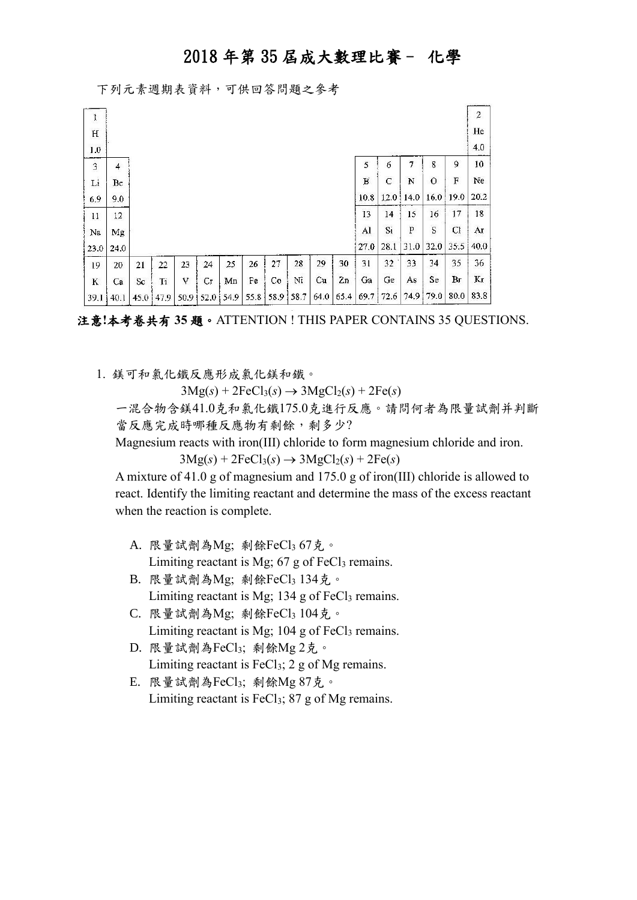# 2018 年第 35 屆成大數理比賽－ 化學

下列元素週期表資料，可供回答問題之參考

| 1<br>H<br>1.0 | | | | | | | | | | | | | | | | | 2<br>He<br>4.0 |
|---|---|---|---|---|---|---|---|---|---|---|---|---|---|---|---|---|---|
| 3<br>Li<br>6.9 | 4<br>Be<br>9.0 | | | | | | | | | | | 5<br>B<br>10.8 | 6<br>C<br>12.0 | 7<br>N<br>14.0 | 8<br>O<br>16.0 | 9<br>F<br>19.0 | 10<br>Ne<br>20.2 |
| 11<br>Na<br>23.0 | 12<br>Mg<br>24.0 | | | | | | | | | | | 13<br>Al<br>27.0 | 14<br>Si<br>28.1 | 15<br>P<br>31.0 | 16<br>S<br>32.0 | 17<br>Cl<br>35.5 | 18<br>Ar<br>40.0 |
| 19<br>K<br>39.1 | 20<br>Ca<br>40.1 | 21<br>Sc<br>45.0 | 22<br>Ti<br>47.9 | 23<br>V<br>50.9 | 24<br>Cr<br>52.0 | 25<br>Mn<br>54.9 | 26<br>Fe<br>55.8 | 27<br>Co<br>58.9 | 28<br>Ni<br>58.7 | 29<br>Cu<br>64.0 | 30<br>Zn<br>65.4 | 31<br>Ga<br>69.7 | 32<br>Ge<br>72.6 | 33<br>As<br>74.9 | 34<br>Se<br>79.0 | 35<br>Br<br>80.0 | 36<br>Kr<br>83.8 |

**注意!本考卷共有 35 題。**ATTENTION ! THIS PAPER CONTAINS 35 QUESTIONS.

1. 鎂可和氯化鐵反應形成氯化鎂和鐵。

   $$3Mg(s) + 2FeCl_3(s) \rightarrow 3MgCl_2(s) + 2Fe(s)$$

   一混合物含鎂41.0克和氯化鐵175.0克進行反應。請問何者為限量試劑并判斷當反應完成時哪種反應物有剩餘，剩多少?

   Magnesium reacts with iron(III) chloride to form magnesium chloride and iron.

   $$3Mg(s) + 2FeCl_3(s) \rightarrow 3MgCl_2(s) + 2Fe(s)$$

   A mixture of 41.0 g of magnesium and 175.0 g of iron(III) chloride is allowed to react. Identify the limiting reactant and determine the mass of the excess reactant when the reaction is complete.

   A. 限量試劑為Mg; 剩餘$FeCl_3$ 67克。
      Limiting reactant is Mg; 67 g of $FeCl_3$ remains.
   B. 限量試劑為Mg; 剩餘$FeCl_3$ 134克。
      Limiting reactant is Mg; 134 g of $FeCl_3$ remains.
   C. 限量試劑為Mg; 剩餘$FeCl_3$ 104克。
      Limiting reactant is Mg; 104 g of $FeCl_3$ remains.
   D. 限量試劑為$FeCl_3$; 剩餘Mg 2克。
      Limiting reactant is $FeCl_3$; 2 g of Mg remains.
   E. 限量試劑為$FeCl_3$; 剩餘Mg 87克。
      Limiting reactant is $FeCl_3$; 87 g of Mg remains.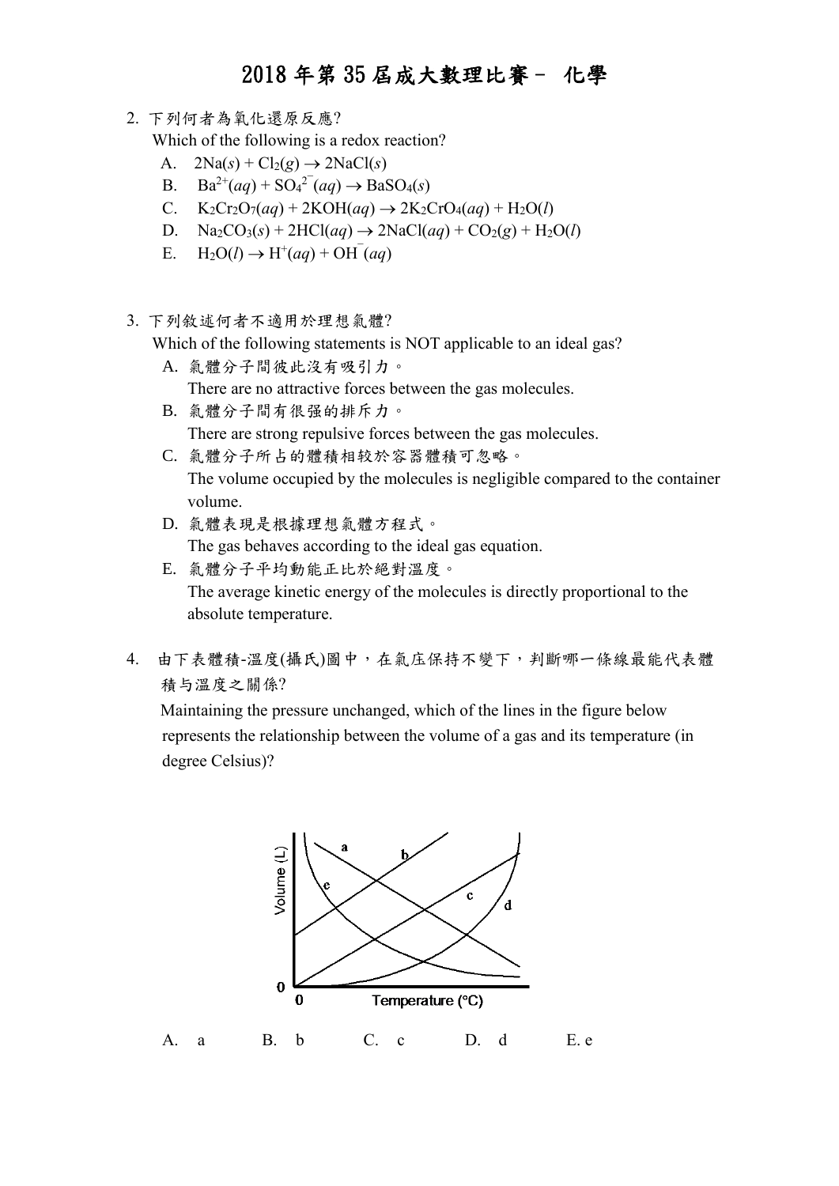# 2018 年第 35 屆成大數理比賽－ 化學

2. 下列何者為氧化還原反應?

   Which of the following is a redox reaction?

   A. $2Na(s) + Cl_2(g) \rightarrow 2NaCl(s)$

   B. $Ba^{2+}(aq) + SO_4^{2-}(aq) \rightarrow BaSO_4(s)$

   C. $K_2Cr_2O_7(aq) + 2KOH(aq) \rightarrow 2K_2CrO_4(aq) + H_2O(l)$

   D. $Na_2CO_3(s) + 2HCl(aq) \rightarrow 2NaCl(aq) + CO_2(g) + H_2O(l)$

   E. $H_2O(l) \rightarrow H^+(aq) + OH^-(aq)$

3. 下列敘述何者不適用於理想氣體?

   Which of the following statements is NOT applicable to an ideal gas?

   A. 氣體分子間彼此沒有吸引力。
      There are no attractive forces between the gas molecules.

   B. 氣體分子間有很强的排斥力。
      There are strong repulsive forces between the gas molecules.

   C. 氣體分子所占的體積相較於容器體積可忽略。
      The volume occupied by the molecules is negligible compared to the container volume.

   D. 氣體表現是根據理想氣體方程式。
      The gas behaves according to the ideal gas equation.

   E. 氣體分子平均動能正比於絕對溫度。
      The average kinetic energy of the molecules is directly proportional to the absolute temperature.

4. 由下表體積-溫度(攝氏)圖中，在氣压保持不變下，判斷哪一條線最能代表體積与溫度之關係?

   Maintaining the pressure unchanged, which of the lines in the figure below represents the relationship between the volume of a gas and its temperature (in degree Celsius)?

   A. a　　B. b　　C. c　　D. d　　E. e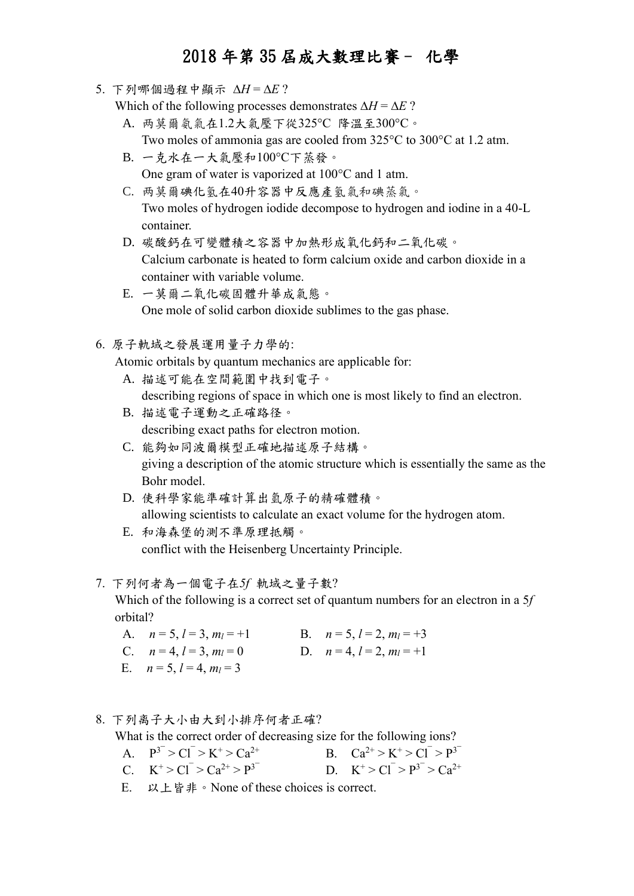# 2018 年第 35 屆成大數理比賽－ 化學

5. 下列哪個過程中顯示 $\Delta H = \Delta E$？

   Which of the following processes demonstrates $\Delta H = \Delta E$ ?

   A. 兩莫爾氨氣在1.2大氣壓下從325°C 降溫至300°C。
      Two moles of ammonia gas are cooled from 325°C to 300°C at 1.2 atm.

   B. 一克水在一大氣壓和100°C下蒸發。
      One gram of water is vaporized at 100°C and 1 atm.

   C. 兩莫爾碘化氫在40升容器中反應產氫氣和碘蒸氣。
      Two moles of hydrogen iodide decompose to hydrogen and iodine in a 40-L container.

   D. 碳酸鈣在可變體積之容器中加熱形成氧化鈣和二氧化碳。
      Calcium carbonate is heated to form calcium oxide and carbon dioxide in a container with variable volume.

   E. 一莫爾二氧化碳固體升華成氣態。
      One mole of solid carbon dioxide sublimes to the gas phase.

6. 原子軌域之發展運用量子力學的:

   Atomic orbitals by quantum mechanics are applicable for:

   A. 描述可能在空間範圍中找到電子。
      describing regions of space in which one is most likely to find an electron.

   B. 描述電子運動之正確路徑。
      describing exact paths for electron motion.

   C. 能夠如同波爾模型正確地描述原子結構。
      giving a description of the atomic structure which is essentially the same as the Bohr model.

   D. 使科學家能準確計算出氫原子的精確體積。
      allowing scientists to calculate an exact volume for the hydrogen atom.

   E. 和海森堡的測不準原理抵觸。
      conflict with the Heisenberg Uncertainty Principle.

7. 下列何者為一個電子在5*f* 軌域之量子數?

   Which of the following is a correct set of quantum numbers for an electron in a 5*f* orbital?

   A. $n = 5, l = 3, m_l = +1$
   B. $n = 5, l = 2, m_l = +3$
   C. $n = 4, l = 3, m_l = 0$
   D. $n = 4, l = 2, m_l = +1$
   E. $n = 5, l = 4, m_l = 3$

8. 下列離子大小由大到小排序何者正確?

   What is the correct order of decreasing size for the following ions?

   A. $P^{3-} > Cl^{-} > K^{+} > Ca^{2+}$
   B. $Ca^{2+} > K^{+} > Cl^{-} > P^{3-}$
   C. $K^{+} > Cl^{-} > Ca^{2+} > P^{3-}$
   D. $K^{+} > Cl^{-} > P^{3-} > Ca^{2+}$
   E. 以上皆非。None of these choices is correct.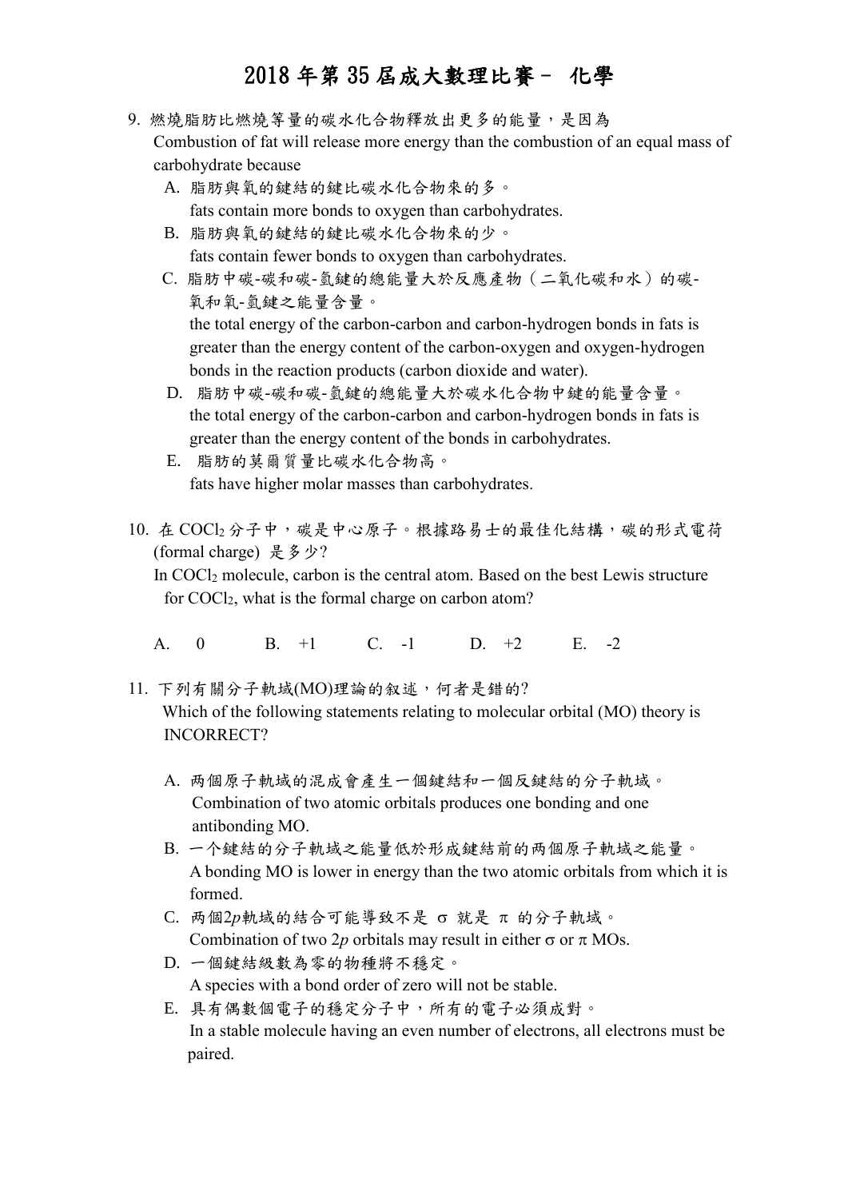# 2018 年第 35 屆成大數理比賽－ 化學

9. 燃燒脂肪比燃燒等量的碳水化合物釋放出更多的能量，是因為
   Combustion of fat will release more energy than the combustion of an equal mass of carbohydrate because
   A. 脂肪與氧的鍵結的鍵比碳水化合物來的多。
      fats contain more bonds to oxygen than carbohydrates.
   B. 脂肪與氧的鍵結的鍵比碳水化合物來的少。
      fats contain fewer bonds to oxygen than carbohydrates.
   C. 脂肪中碳-碳和碳-氫鍵的總能量大於反應產物（二氧化碳和水）的碳-氧和氧-氫鍵之能量含量。
      the total energy of the carbon-carbon and carbon-hydrogen bonds in fats is greater than the energy content of the carbon-oxygen and oxygen-hydrogen bonds in the reaction products (carbon dioxide and water).
   D. 脂肪中碳-碳和碳-氫鍵的總能量大於碳水化合物中鍵的能量含量。
      the total energy of the carbon-carbon and carbon-hydrogen bonds in fats is greater than the energy content of the bonds in carbohydrates.
   E. 脂肪的莫爾質量比碳水化合物高。
      fats have higher molar masses than carbohydrates.

10. 在 $COCl_2$ 分子中，碳是中心原子。根據路易士的最佳化結構，碳的形式電荷 (formal charge) 是多少?
    In $COCl_2$ molecule, carbon is the central atom. Based on the best Lewis structure for $COCl_2$, what is the formal charge on carbon atom?

    A. 0　　B. +1　　C. -1　　D. +2　　E. -2

11. 下列有關分子軌域(MO)理論的敘述，何者是錯的?
    Which of the following statements relating to molecular orbital (MO) theory is INCORRECT?

    A. 兩個原子軌域的混成會產生一個鍵結和一個反鍵結的分子軌域。
       Combination of two atomic orbitals produces one bonding and one antibonding MO.
    B. 一个鍵結的分子軌域之能量低於形成鍵結前的兩個原子軌域之能量。
       A bonding MO is lower in energy than the two atomic orbitals from which it is formed.
    C. 兩個2*p*軌域的結合可能導致不是 σ 就是 π 的分子軌域。
       Combination of two 2*p* orbitals may result in either σ or π MOs.
    D. 一個鍵結級數為零的物種將不穩定。
       A species with a bond order of zero will not be stable.
    E. 具有偶數個電子的穩定分子中，所有的電子必須成對。
       In a stable molecule having an even number of electrons, all electrons must be paired.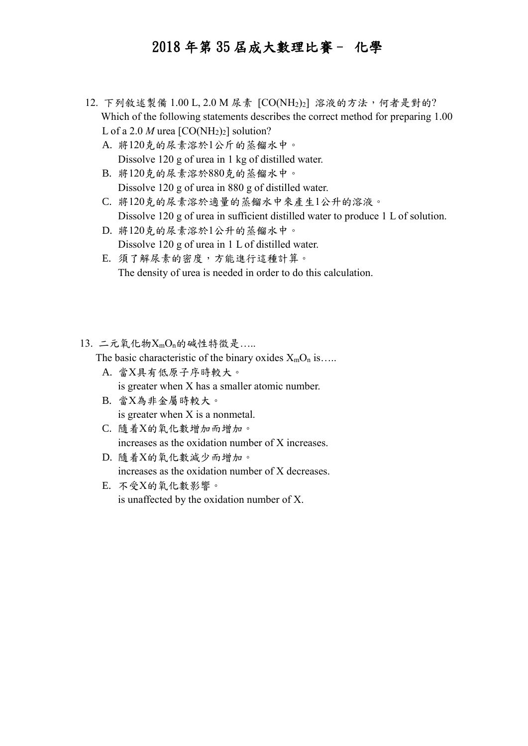# 2018 年第 35 屆成大數理比賽－ 化學

12. 下列敘述製備 1.00 L, 2.0 M 尿素 [$CO(NH_2)_2$] 溶液的方法，何者是對的?
    Which of the following statements describes the correct method for preparing 1.00 L of a 2.0 *M* urea [$CO(NH_2)_2$] solution?
    A. 將120克的尿素溶於1公斤的蒸餾水中。
       Dissolve 120 g of urea in 1 kg of distilled water.
    B. 將120克的尿素溶於880克的蒸餾水中。
       Dissolve 120 g of urea in 880 g of distilled water.
    C. 將120克的尿素溶於適量的蒸餾水中來產生1公升的溶液。
       Dissolve 120 g of urea in sufficient distilled water to produce 1 L of solution.
    D. 將120克的尿素溶於1公升的蒸餾水中。
       Dissolve 120 g of urea in 1 L of distilled water.
    E. 須了解尿素的密度，方能進行這種計算。
       The density of urea is needed in order to do this calculation.

13. 二元氧化物$X_mO_n$的碱性特徵是…..
    The basic characteristic of the binary oxides $X_mO_n$ is…..
    A. 當X具有低原子序時較大。
       is greater when X has a smaller atomic number.
    B. 當X為非金屬時較大。
       is greater when X is a nonmetal.
    C. 隨着X的氧化數增加而增加。
       increases as the oxidation number of X increases.
    D. 隨着X的氧化數減少而增加。
       increases as the oxidation number of X decreases.
    E. 不受X的氧化數影響。
       is unaffected by the oxidation number of X.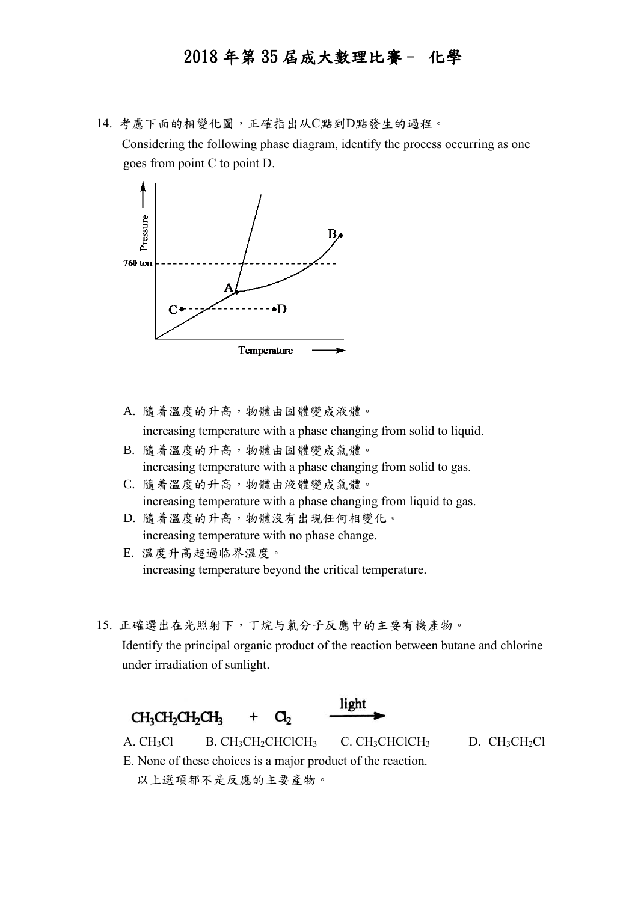# 2018 年第 35 屆成大數理比賽－ 化學

14. 考慮下面的相變化圖，正確指出从C點到D點發生的過程。

    Considering the following phase diagram, identify the process occurring as one goes from point C to point D.

    A. 隨着溫度的升高，物體由固體變成液體。
    increasing temperature with a phase changing from solid to liquid.

    B. 隨着溫度的升高，物體由固體變成氣體。
    increasing temperature with a phase changing from solid to gas.

    C. 隨着溫度的升高，物體由液體變成氣體。
    increasing temperature with a phase changing from liquid to gas.

    D. 隨着溫度的升高，物體沒有出現任何相變化。
    increasing temperature with no phase change.

    E. 溫度升高超過临界溫度。
    increasing temperature beyond the critical temperature.

15. 正確選出在光照射下，丁烷与氯分子反應中的主要有機產物。

    Identify the principal organic product of the reaction between butane and chlorine under irradiation of sunlight.

    $$CH_3CH_2CH_2CH_3 + Cl_2 \xrightarrow{\text{light}}$$

    A. $CH_3Cl$　　B. $CH_3CH_2CHClCH_3$　　C. $CH_3CHClCH_3$　　D. $CH_3CH_2Cl$

    E. None of these choices is a major product of the reaction.
    以上選項都不是反應的主要產物。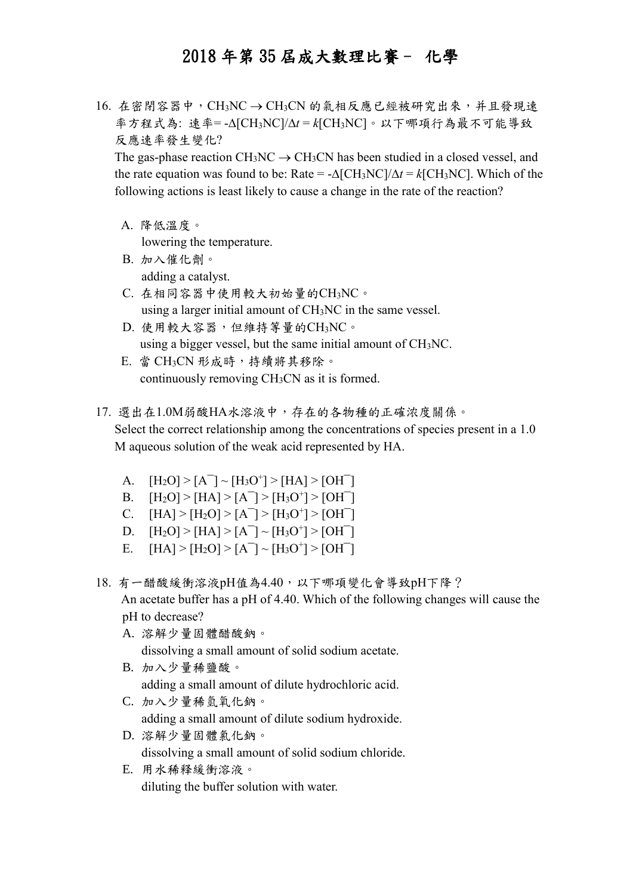# 2018 年第 35 屆成大數理比賽－ 化學

16. 在密閉容器中，$CH_3NC \rightarrow CH_3CN$ 的氣相反應已經被研究出來，并且發現速率方程式為: 速率= $-\Delta[CH_3NC]/\Delta t = k[CH_3NC]$。以下哪項行為最不可能導致反應速率發生變化?

    The gas-phase reaction $CH_3NC \rightarrow CH_3CN$ has been studied in a closed vessel, and the rate equation was found to be: Rate = $-\Delta[CH_3NC]/\Delta t = k[CH_3NC]$. Which of the following actions is least likely to cause a change in the rate of the reaction?

    A. 降低溫度。
    lowering the temperature.

    B. 加入催化劑。
    adding a catalyst.

    C. 在相同容器中使用較大初始量的$CH_3NC$。
    using a larger initial amount of $CH_3NC$ in the same vessel.

    D. 使用較大容器，但維持等量的$CH_3NC$。
    using a bigger vessel, but the same initial amount of $CH_3NC$.

    E. 當 $CH_3CN$ 形成時，持續將其移除。
    continuously removing $CH_3CN$ as it is formed.

17. 選出在1.0M弱酸HA水溶液中，存在的各物種的正確濃度關係。

    Select the correct relationship among the concentrations of species present in a 1.0 M aqueous solution of the weak acid represented by HA.

    A. $[H_2O] > [A^-] \sim [H_3O^+] > [HA] > [OH^-]$

    B. $[H_2O] > [HA] > [A^-] > [H_3O^+] > [OH^-]$

    C. $[HA] > [H_2O] > [A^-] > [H_3O^+] > [OH^-]$

    D. $[H_2O] > [HA] > [A^-] \sim [H_3O^+] > [OH^-]$

    E. $[HA] > [H_2O] > [A^-] \sim [H_3O^+] > [OH^-]$

18. 有一醋酸緩衝溶液pH值為4.40，以下哪項變化會導致pH下降？

    An acetate buffer has a pH of 4.40. Which of the following changes will cause the pH to decrease?

    A. 溶解少量固體醋酸鈉。
    dissolving a small amount of solid sodium acetate.

    B. 加入少量稀鹽酸。
    adding a small amount of dilute hydrochloric acid.

    C. 加入少量稀氫氧化鈉。
    adding a small amount of dilute sodium hydroxide.

    D. 溶解少量固體氯化鈉。
    dissolving a small amount of solid sodium chloride.

    E. 用水稀釋緩衝溶液。
    diluting the buffer solution with water.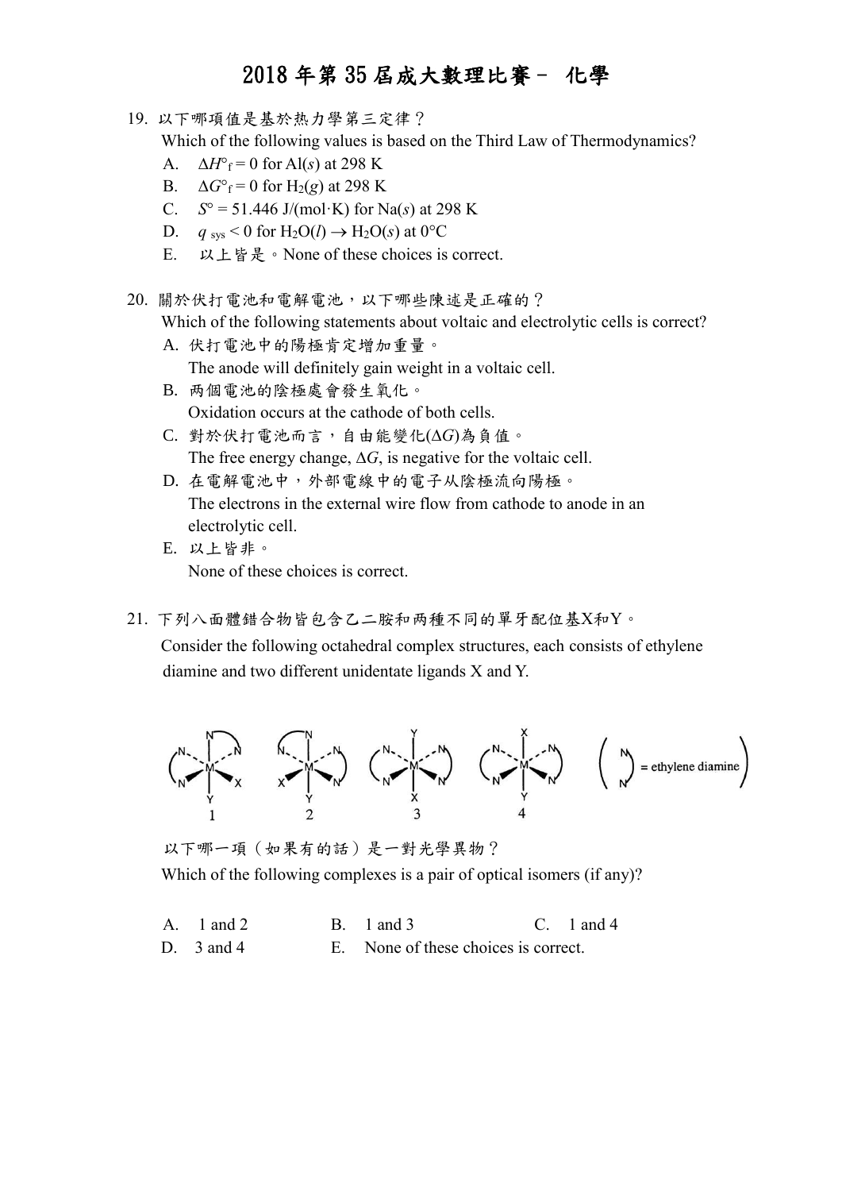# 2018 年第 35 屆成大數理比賽－ 化學

19. 以下哪項值是基於熱力學第三定律？

    Which of the following values is based on the Third Law of Thermodynamics?

    A. $\Delta H^\circ_f = 0$ for Al(*s*) at 298 K
    B. $\Delta G^\circ_f = 0$ for $H_2(g)$ at 298 K
    C. $S^\circ = 51.446$ J/(mol·K) for Na(*s*) at 298 K
    D. $q_{sys} < 0$ for $H_2O(l) \rightarrow H_2O(s)$ at 0°C
    E. 以上皆是。None of these choices is correct.

20. 關於伏打電池和電解電池，以下哪些陳述是正確的？

    Which of the following statements about voltaic and electrolytic cells is correct?

    A. 伏打電池中的陽極肯定增加重量。
       The anode will definitely gain weight in a voltaic cell.
    B. 兩個電池的陰極處會發生氧化。
       Oxidation occurs at the cathode of both cells.
    C. 對於伏打電池而言，自由能變化($\Delta G$)為負值。
       The free energy change, $\Delta G$, is negative for the voltaic cell.
    D. 在電解電池中，外部電線中的電子从陰極流向陽極。
       The electrons in the external wire flow from cathode to anode in an electrolytic cell.
    E. 以上皆非。
       None of these choices is correct.

21. 下列八面體錯合物皆包含乙二胺和兩種不同的單牙配位基X和Y。

    Consider the following octahedral complex structures, each consists of ethylene diamine and two different unidentate ligands X and Y.

    (N N) = ethylene diamine

    1　　2　　3　　4

    以下哪一項（如果有的話）是一對光學異物？

    Which of the following complexes is a pair of optical isomers (if any)?

    A. 1 and 2　　B. 1 and 3　　C. 1 and 4
    D. 3 and 4　　E. None of these choices is correct.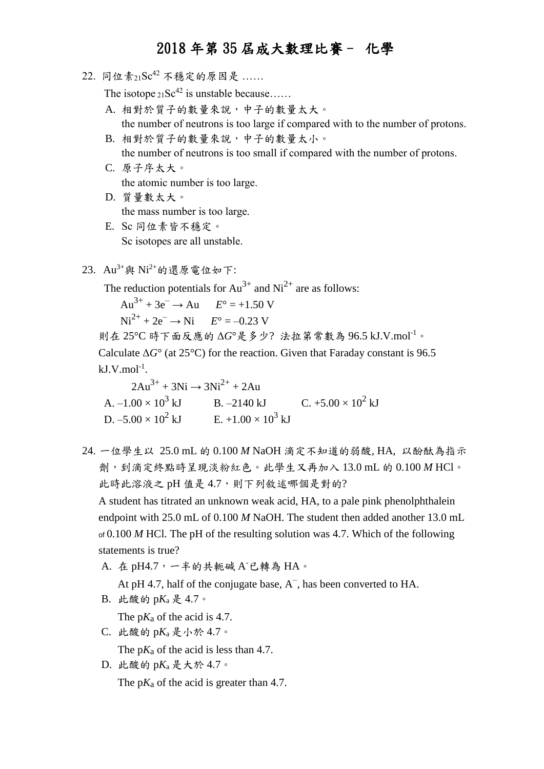# 2018 年第 35 屆成大數理比賽－ 化學

22. 同位素$_{21}Sc^{42}$ 不穩定的原因是 ……

    The isotope $_{21}Sc^{42}$ is unstable because……

    A. 相對於質子的數量來說，中子的數量太大。
       the number of neutrons is too large if compared with to the number of protons.

    B. 相對於質子的數量來說，中子的數量太小。
       the number of neutrons is too small if compared with the number of protons.

    C. 原子序太大。
       the atomic number is too large.

    D. 質量數太大。
       the mass number is too large.

    E. Sc 同位素皆不穩定。
       Sc isotopes are all unstable.

23. $Au^{3+}$與 $Ni^{2+}$的還原電位如下:

    The reduction potentials for $Au^{3+}$ and $Ni^{2+}$ are as follows:

    $Au^{3+} + 3e^{-} \rightarrow Au \quad E° = +1.50\ V$

    $Ni^{2+} + 2e^{-} \rightarrow Ni \quad E° = –0.23\ V$

    則在 25°C 時下面反應的 $\Delta G°$是多少? 法拉第常數為 96.5 kJ.V.mol$^{-1}$。

    Calculate $\Delta G°$ (at 25°C) for the reaction. Given that Faraday constant is 96.5 kJ.V.mol$^{-1}$.

    $2Au^{3+} + 3Ni \rightarrow 3Ni^{2+} + 2Au$

    A. $–1.00 \times 10^{3}$ kJ　　B. –2140 kJ　　C. $+5.00 \times 10^{2}$ kJ

    D. $–5.00 \times 10^{2}$ kJ　　E. $+1.00 \times 10^{3}$ kJ

24. 一位學生以 25.0 mL 的 0.100 *M* NaOH 滴定不知道的弱酸, HA, 以酚酞為指示劑，到滴定終點時呈現淡粉紅色。此學生又再加入 13.0 mL 的 0.100 *M* HCl。此時此溶液之 pH 值是 4.7，則下列敘述哪個是對的?

    A student has titrated an unknown weak acid, HA, to a pale pink phenolphthalein endpoint with 25.0 mL of 0.100 *M* NaOH. The student then added another 13.0 mL of 0.100 *M* HCl. The pH of the resulting solution was 4.7. Which of the following statements is true?

    A. 在 pH4.7，一半的共軛鹼 $A^{-}$已轉為 HA。
       At pH 4.7, half of the conjugate base, $A^{-}$, has been converted to HA.

    B. 此酸的 p$K_a$ 是 4.7。
       The p$K_a$ of the acid is 4.7.

    C. 此酸的 p$K_a$ 是小於 4.7。
       The p$K_a$ of the acid is less than 4.7.

    D. 此酸的 p$K_a$ 是大於 4.7。
       The p$K_a$ of the acid is greater than 4.7.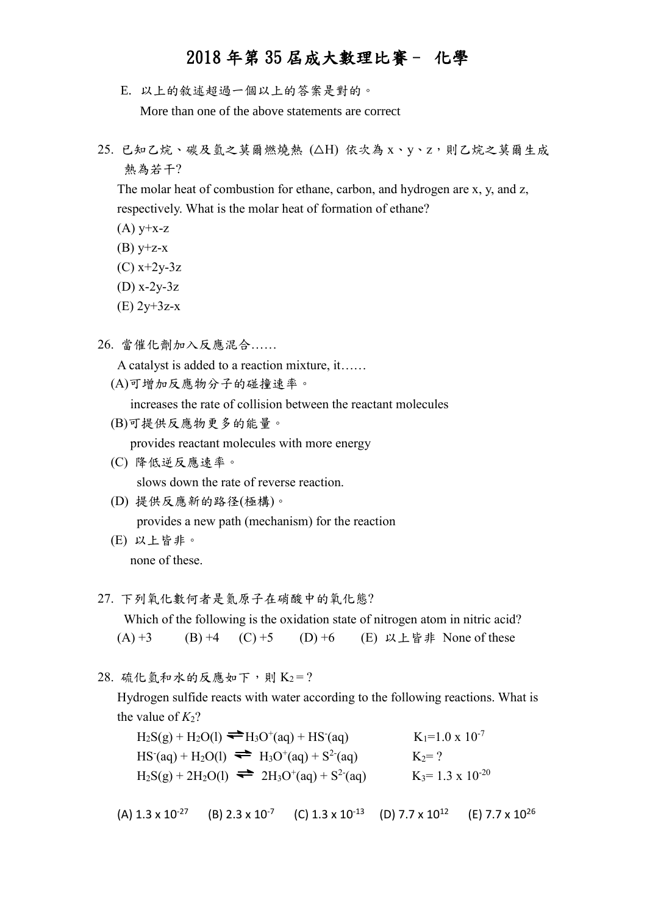E. 以上的敘述超過一個以上的答案是對的。

More than one of the above statements are correct

25. 已知乙烷、碳及氫之莫爾燃燒熱 (△H) 依次為 x、y、z，則乙烷之莫爾生成熱為若干?

The molar heat of combustion for ethane, carbon, and hydrogen are x, y, and z, respectively. What is the molar heat of formation of ethane?

(A) y+x-z

(B) y+z-x

(C) x+2y-3z

(D) x-2y-3z

(E) 2y+3z-x

26. 當催化劑加入反應混合……

A catalyst is added to a reaction mixture, it……

(A)可增加反應物分子的碰撞速率。

increases the rate of collision between the reactant molecules

(B)可提供反應物更多的能量。

provides reactant molecules with more energy

(C) 降低逆反應速率。

slows down the rate of reverse reaction.

(D) 提供反應新的路徑(極構)。

provides a new path (mechanism) for the reaction

(E) 以上皆非。

none of these.

27. 下列氧化數何者是氮原子在硝酸中的氧化態?

Which of the following is the oxidation state of nitrogen atom in nitric acid?

(A) +3 (B) +4 (C) +5 (D) +6 (E) 以上皆非 None of these

28. 硫化氫和水的反應如下，則 $K_2$ = ?

Hydrogen sulfide reacts with water according to the following reactions. What is the value of $K_2$?

$H_2S(g) + H_2O(l) \rightleftharpoons H_3O^+(aq) + HS^-(aq)$ $K_1 = 1.0 \times 10^{-7}$

$HS^-(aq) + H_2O(l) \rightleftharpoons H_3O^+(aq) + S^{2-}(aq)$ $K_2 = ?$

$H_2S(g) + 2H_2O(l) \rightleftharpoons 2H_3O^+(aq) + S^{2-}(aq)$ $K_3 = 1.3 \times 10^{-20}$

(A) $1.3 \times 10^{-27}$ (B) $2.3 \times 10^{-7}$ (C) $1.3 \times 10^{-13}$ (D) $7.7 \times 10^{12}$ (E) $7.7 \times 10^{26}$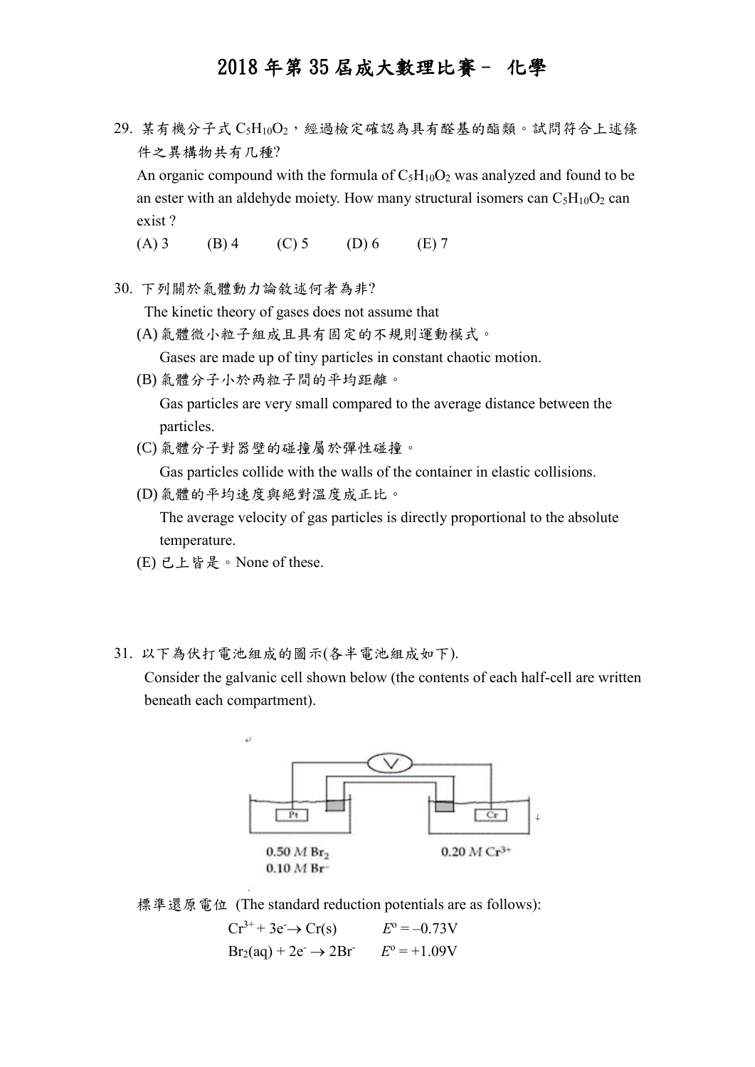# 2018 年第 35 屆成大數理比賽－ 化學

29. 某有機分子式 $C_5H_{10}O_2$，經過檢定確認為具有醛基的酯類。試問符合上述條件之異構物共有几種?

    An organic compound with the formula of $C_5H_{10}O_2$ was analyzed and found to be an ester with an aldehyde moiety. How many structural isomers can $C_5H_{10}O_2$ can exist ?

    (A) 3　　(B) 4　　(C) 5　　(D) 6　　(E) 7

30. 下列關於氣體動力論敘述何者為非?

    The kinetic theory of gases does not assume that

    (A) 氣體微小粒子組成且具有固定的不規則運動模式。
    Gases are made up of tiny particles in constant chaotic motion.

    (B) 氣體分子小於兩粒子間的平均距離。
    Gas particles are very small compared to the average distance between the particles.

    (C) 氣體分子對器壁的碰撞屬於彈性碰撞。
    Gas particles collide with the walls of the container in elastic collisions.

    (D) 氣體的平均速度與絕對溫度成正比。
    The average velocity of gas particles is directly proportional to the absolute temperature.

    (E) 已上皆是。None of these.

31. 以下為伏打電池組成的圖示(各半電池組成如下).

    Consider the galvanic cell shown below (the contents of each half-cell are written beneath each compartment).

    Pt | 0.50 *M* $Br_2$, 0.10 *M* $Br^-$ ‖ 0.20 *M* $Cr^{3+}$ | Cr

    標準還原電位 (The standard reduction potentials are as follows):

    $Cr^{3+} + 3e^- \rightarrow Cr(s)$　　$E^o = -0.73V$

    $Br_2(aq) + 2e^- \rightarrow 2Br^-$　　$E^o = +1.09V$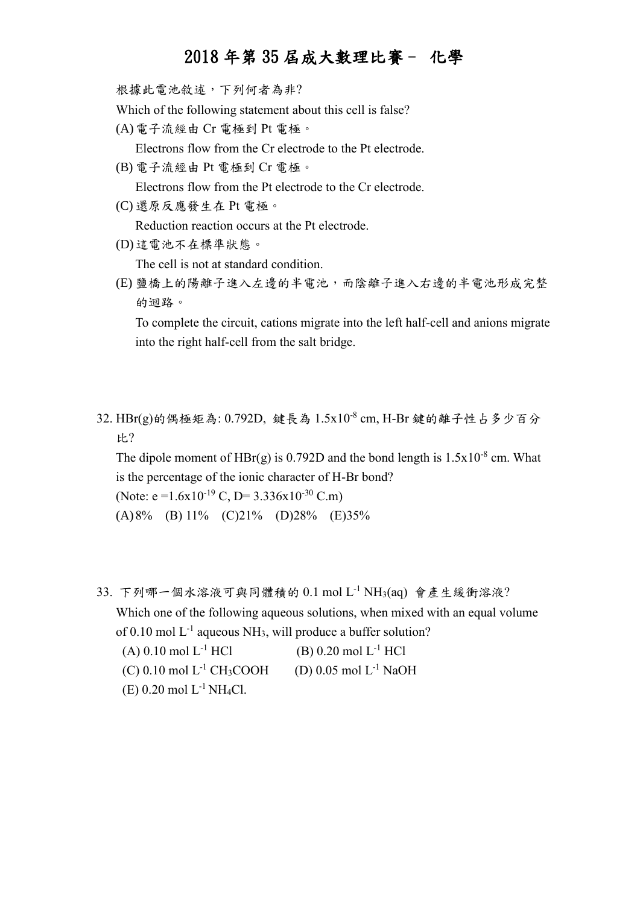根據此電池敘述，下列何者為非?

Which of the following statement about this cell is false?

(A) 電子流經由 Cr 電極到 Pt 電極。

Electrons flow from the Cr electrode to the Pt electrode.

(B) 電子流經由 Pt 電極到 Cr 電極。

Electrons flow from the Pt electrode to the Cr electrode.

(C) 還原反應發生在 Pt 電極。

Reduction reaction occurs at the Pt electrode.

(D) 這電池不在標準狀態。

The cell is not at standard condition.

(E) 鹽橋上的陽離子進入左邊的半電池，而陰離子進入右邊的半電池形成完整的迴路。

To complete the circuit, cations migrate into the left half-cell and anions migrate into the right half-cell from the salt bridge.

32. HBr(g)的偶極矩為: 0.792D, 鍵長為 $1.5 \times 10^{-8}$ cm, H-Br 鍵的離子性占多少百分比?

The dipole moment of HBr(g) is 0.792D and the bond length is $1.5 \times 10^{-8}$ cm. What is the percentage of the ionic character of H-Br bond?

(Note: $e = 1.6 \times 10^{-19}$ C, D= $3.336 \times 10^{-30}$ C.m)

(A) 8%　(B) 11%　(C) 21%　(D) 28%　(E) 35%

33. 下列哪一個水溶液可與同體積的 0.1 mol $L^{-1}$ $NH_3$(aq) 會產生緩衝溶液?

Which one of the following aqueous solutions, when mixed with an equal volume of 0.10 mol $L^{-1}$ aqueous $NH_3$, will produce a buffer solution?

(A) 0.10 mol $L^{-1}$ HCl　(B) 0.20 mol $L^{-1}$ HCl

(C) 0.10 mol $L^{-1}$ $CH_3COOH$　(D) 0.05 mol $L^{-1}$ NaOH

(E) 0.20 mol $L^{-1}$ $NH_4Cl$.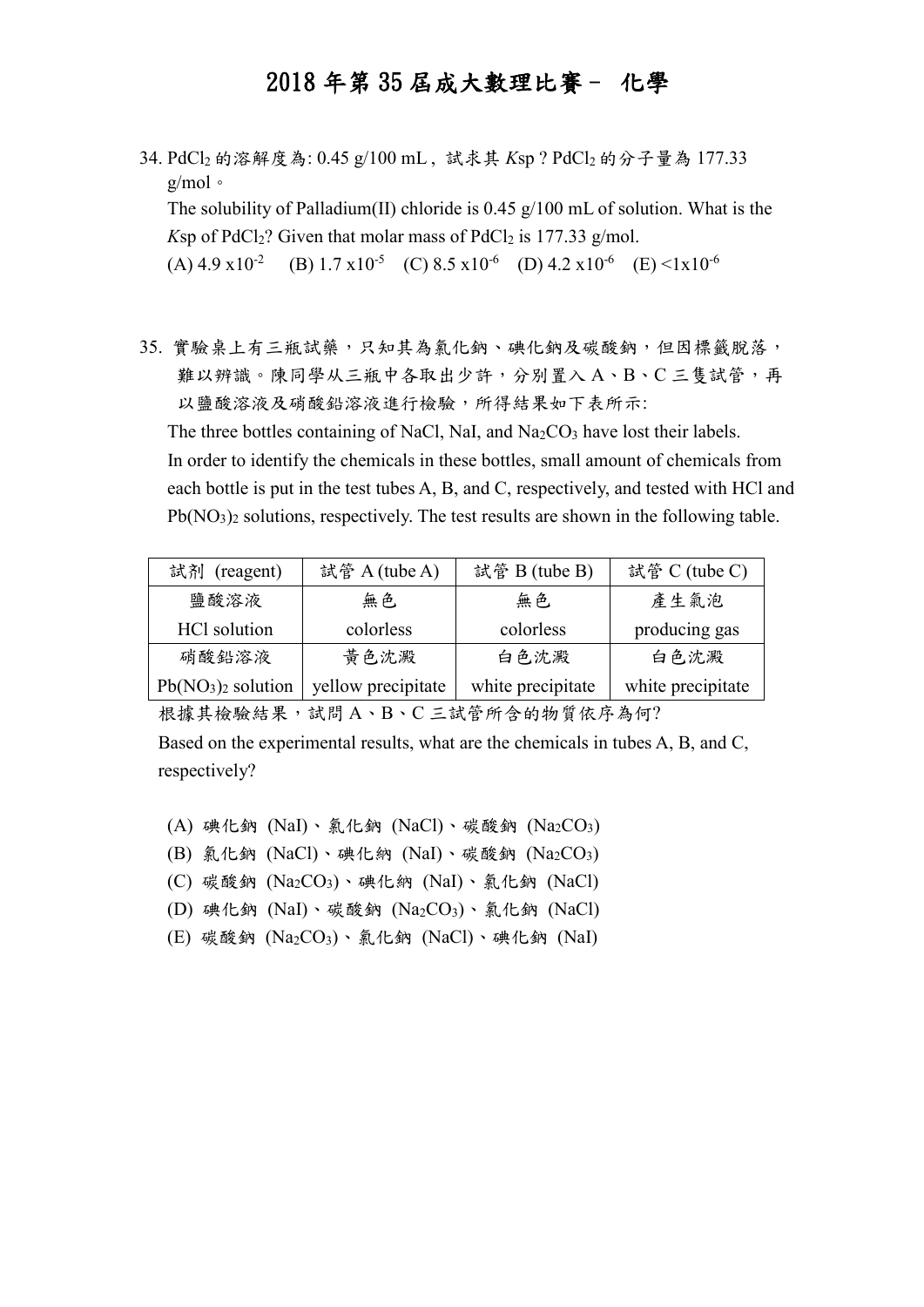# 2018 年第 35 屆成大數理比賽－ 化學

34. $PdCl_2$ 的溶解度為: 0.45 g/100 mL，試求其 $K$sp？$PdCl_2$ 的分子量為 177.33 g/mol。

    The solubility of Palladium(II) chloride is 0.45 g/100 mL of solution. What is the $K$sp of $PdCl_2$? Given that molar mass of $PdCl_2$ is 177.33 g/mol.

    (A) 4.9 x$10^{-2}$ (B) 1.7 x$10^{-5}$ (C) 8.5 x$10^{-6}$ (D) 4.2 x$10^{-6}$ (E) <1x$10^{-6}$

35. 實驗桌上有三瓶試藥，只知其為氯化鈉、碘化鈉及碳酸鈉，但因標籤脫落，難以辨識。陳同學从三瓶中各取出少許，分別置入 A、B、C 三隻試管，再以鹽酸溶液及硝酸鉛溶液進行檢驗，所得結果如下表所示:

    The three bottles containing of NaCl, NaI, and $Na_2CO_3$ have lost their labels. In order to identify the chemicals in these bottles, small amount of chemicals from each bottle is put in the test tubes A, B, and C, respectively, and tested with HCl and $Pb(NO_3)_2$ solutions, respectively. The test results are shown in the following table.

| 試劑 (reagent) | 試管 A (tube A) | 試管 B (tube B) | 試管 C (tube C) |
|---|---|---|---|
| 鹽酸溶液 HCl solution | 無色 colorless | 無色 colorless | 產生氣泡 producing gas |
| 硝酸鉛溶液 $Pb(NO_3)_2$ solution | 黃色沈澱 yellow precipitate | 白色沈澱 white precipitate | 白色沈澱 white precipitate |

根據其檢驗結果，試問 A、B、C 三試管所含的物質依序為何?

Based on the experimental results, what are the chemicals in tubes A, B, and C, respectively?

(A) 碘化鈉 (NaI)、氯化鈉 (NaCl)、碳酸鈉 ($Na_2CO_3$)

(B) 氯化鈉 (NaCl)、碘化納 (NaI)、碳酸鈉 ($Na_2CO_3$)

(C) 碳酸鈉 ($Na_2CO_3$)、碘化納 (NaI)、氯化鈉 (NaCl)

(D) 碘化鈉 (NaI)、碳酸鈉 ($Na_2CO_3$)、氯化鈉 (NaCl)

(E) 碳酸鈉 ($Na_2CO_3$)、氯化鈉 (NaCl)、碘化鈉 (NaI)